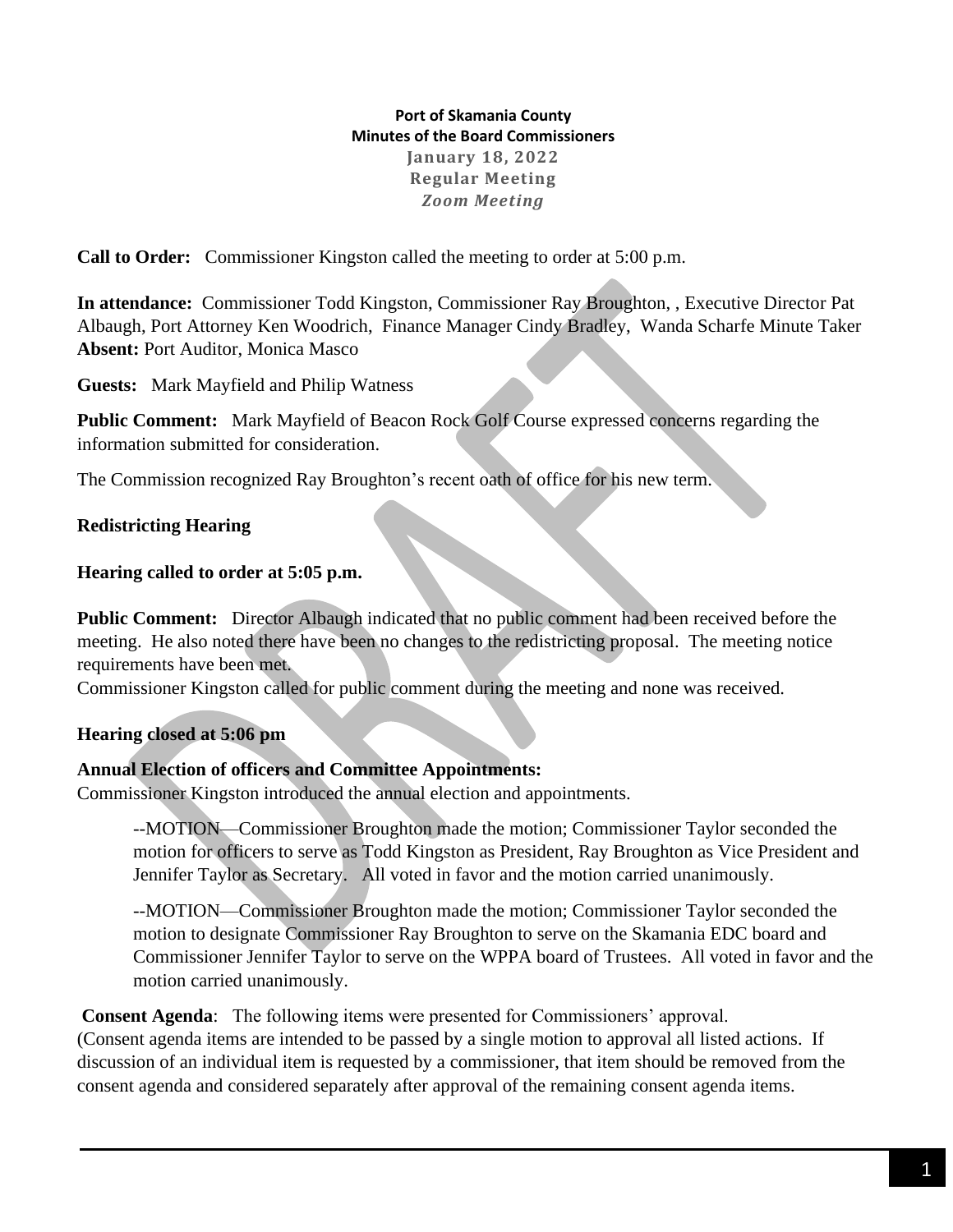**Port of Skamania County**
**Minutes of the Board Commissioners**
**January 18, 2022**
**Regular Meeting**
***Zoom Meeting***

**Call to Order:** Commissioner Kingston called the meeting to order at 5:00 p.m.

**In attendance:** Commissioner Todd Kingston, Commissioner Ray Broughton, , Executive Director Pat Albaugh, Port Attorney Ken Woodrich, Finance Manager Cindy Bradley, Wanda Scharfe Minute Taker
**Absent:** Port Auditor, Monica Masco

**Guests:** Mark Mayfield and Philip Watness

**Public Comment:** Mark Mayfield of Beacon Rock Golf Course expressed concerns regarding the information submitted for consideration.

The Commission recognized Ray Broughton's recent oath of office for his new term.

**Redistricting Hearing**

**Hearing called to order at 5:05 p.m.**

**Public Comment:** Director Albaugh indicated that no public comment had been received before the meeting. He also noted there have been no changes to the redistricting proposal. The meeting notice requirements have been met.
Commissioner Kingston called for public comment during the meeting and none was received.

**Hearing closed at 5:06 pm**

**Annual Election of officers and Committee Appointments:**
Commissioner Kingston introduced the annual election and appointments.

> --MOTION—Commissioner Broughton made the motion; Commissioner Taylor seconded the motion for officers to serve as Todd Kingston as President, Ray Broughton as Vice President and Jennifer Taylor as Secretary. All voted in favor and the motion carried unanimously.
>
> --MOTION—Commissioner Broughton made the motion; Commissioner Taylor seconded the motion to designate Commissioner Ray Broughton to serve on the Skamania EDC board and Commissioner Jennifer Taylor to serve on the WPPA board of Trustees. All voted in favor and the motion carried unanimously.

**Consent Agenda**: The following items were presented for Commissioners' approval.
(Consent agenda items are intended to be passed by a single motion to approval all listed actions. If discussion of an individual item is requested by a commissioner, that item should be removed from the consent agenda and considered separately after approval of the remaining consent agenda items.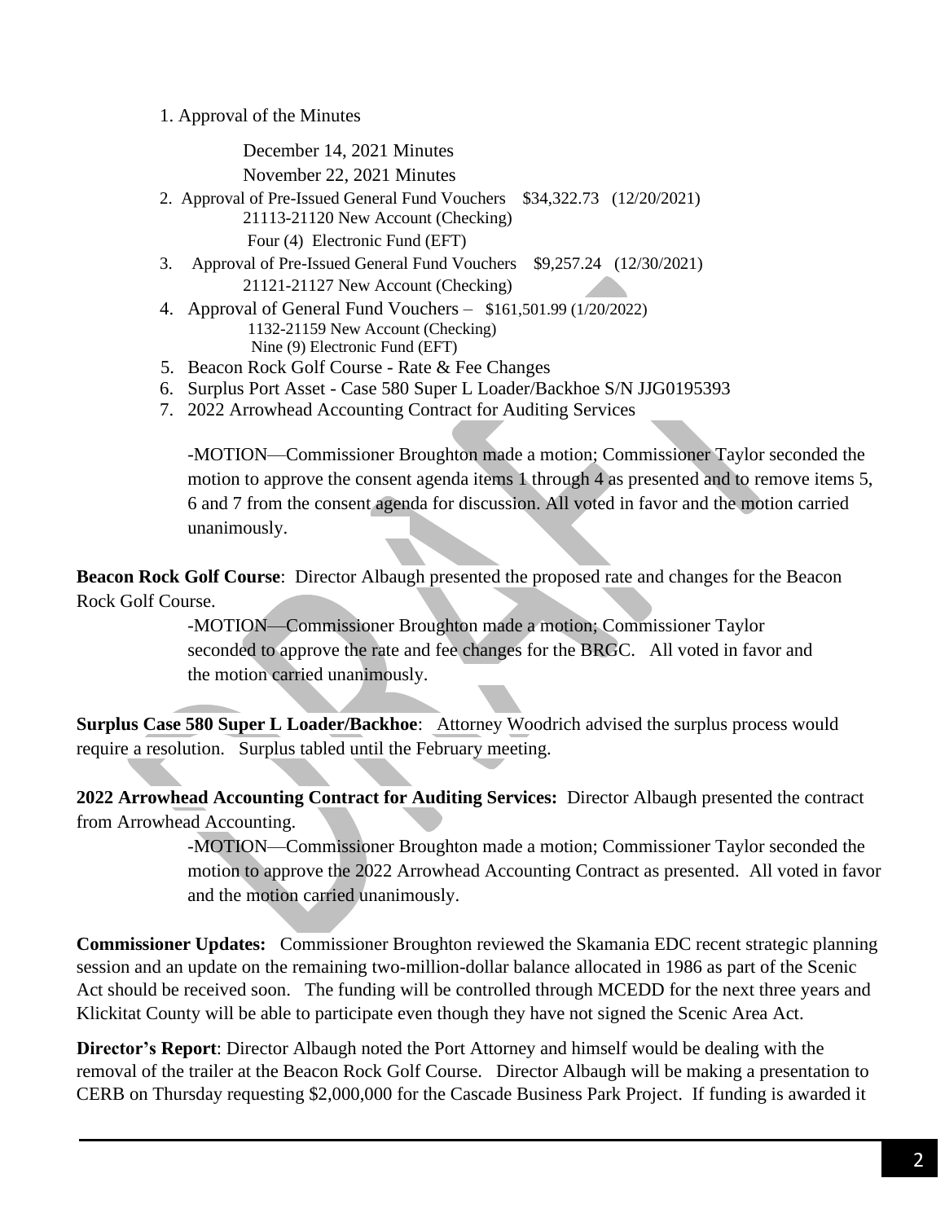1. Approval of the Minutes

   December 14, 2021 Minutes

   November 22, 2021 Minutes

2. Approval of Pre-Issued General Fund Vouchers $34,322.73 (12/20/2021)
   21113-21120 New Account (Checking)
   Four (4) Electronic Fund (EFT)
3. Approval of Pre-Issued General Fund Vouchers $9,257.24 (12/30/2021)
   21121-21127 New Account (Checking)
4. Approval of General Fund Vouchers – $161,501.99 (1/20/2022)
   1132-21159 New Account (Checking)
   Nine (9) Electronic Fund (EFT)
5. Beacon Rock Golf Course - Rate & Fee Changes
6. Surplus Port Asset - Case 580 Super L Loader/Backhoe S/N JJG0195393
7. 2022 Arrowhead Accounting Contract for Auditing Services

   -MOTION—Commissioner Broughton made a motion; Commissioner Taylor seconded the motion to approve the consent agenda items 1 through 4 as presented and to remove items 5, 6 and 7 from the consent agenda for discussion. All voted in favor and the motion carried unanimously.

**Beacon Rock Golf Course**: Director Albaugh presented the proposed rate and changes for the Beacon Rock Golf Course.

> -MOTION—Commissioner Broughton made a motion; Commissioner Taylor seconded to approve the rate and fee changes for the BRGC. All voted in favor and the motion carried unanimously.

**Surplus Case 580 Super L Loader/Backhoe**: Attorney Woodrich advised the surplus process would require a resolution. Surplus tabled until the February meeting.

**2022 Arrowhead Accounting Contract for Auditing Services:** Director Albaugh presented the contract from Arrowhead Accounting.

> -MOTION—Commissioner Broughton made a motion; Commissioner Taylor seconded the motion to approve the 2022 Arrowhead Accounting Contract as presented. All voted in favor and the motion carried unanimously.

**Commissioner Updates:** Commissioner Broughton reviewed the Skamania EDC recent strategic planning session and an update on the remaining two-million-dollar balance allocated in 1986 as part of the Scenic Act should be received soon. The funding will be controlled through MCEDD for the next three years and Klickitat County will be able to participate even though they have not signed the Scenic Area Act.

**Director's Report**: Director Albaugh noted the Port Attorney and himself would be dealing with the removal of the trailer at the Beacon Rock Golf Course. Director Albaugh will be making a presentation to CERB on Thursday requesting $2,000,000 for the Cascade Business Park Project. If funding is awarded it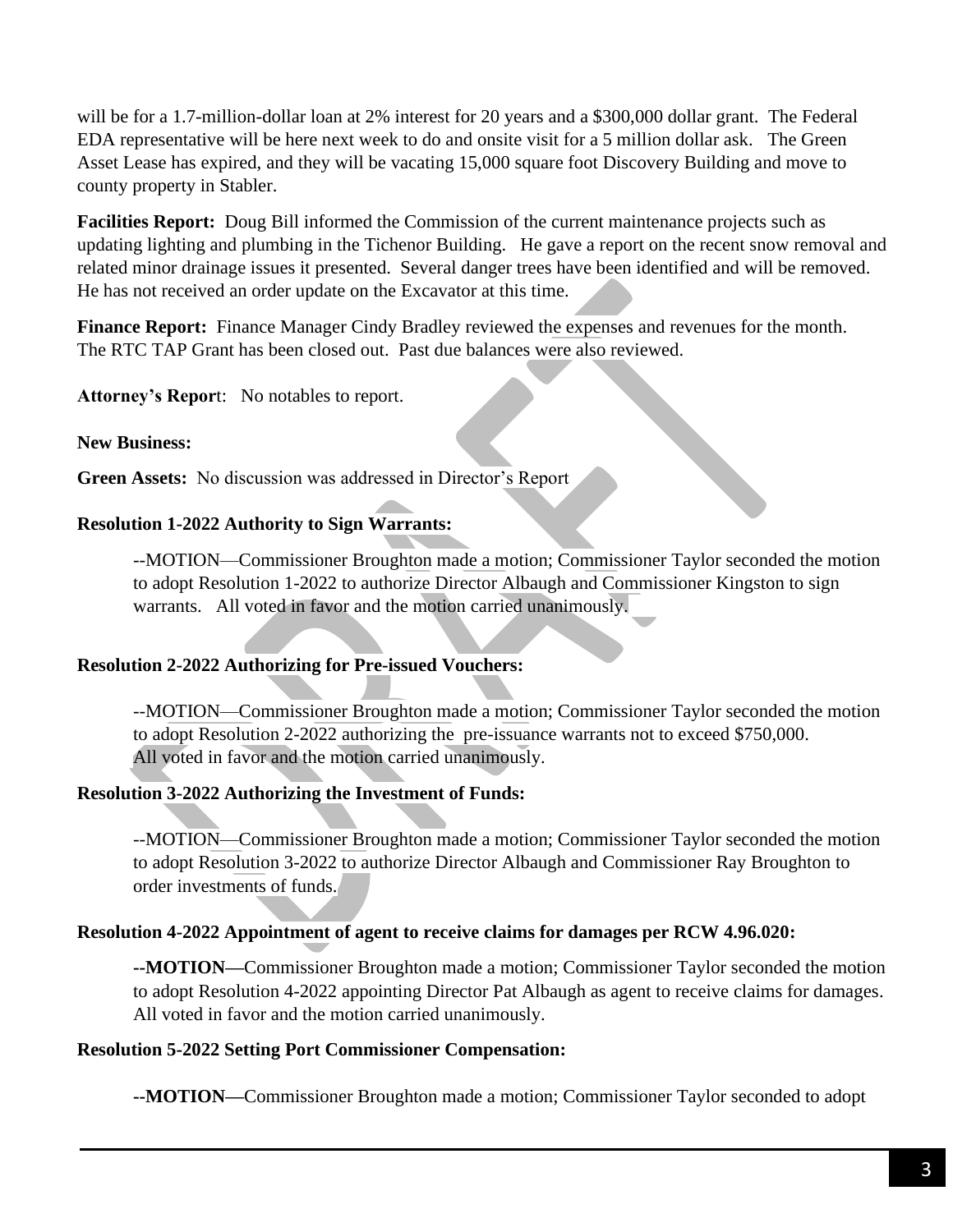will be for a 1.7-million-dollar loan at 2% interest for 20 years and a $300,000 dollar grant. The Federal EDA representative will be here next week to do and onsite visit for a 5 million dollar ask. The Green Asset Lease has expired, and they will be vacating 15,000 square foot Discovery Building and move to county property in Stabler.

**Facilities Report:** Doug Bill informed the Commission of the current maintenance projects such as updating lighting and plumbing in the Tichenor Building. He gave a report on the recent snow removal and related minor drainage issues it presented. Several danger trees have been identified and will be removed. He has not received an order update on the Excavator at this time.

**Finance Report:** Finance Manager Cindy Bradley reviewed the expenses and revenues for the month. The RTC TAP Grant has been closed out. Past due balances were also reviewed.

**Attorney's Repor**t: No notables to report.

**New Business:**

**Green Assets:** No discussion was addressed in Director's Report

**Resolution 1-2022 Authority to Sign Warrants:**

--MOTION—Commissioner Broughton made a motion; Commissioner Taylor seconded the motion to adopt Resolution 1-2022 to authorize Director Albaugh and Commissioner Kingston to sign warrants. All voted in favor and the motion carried unanimously.

**Resolution 2-2022 Authorizing for Pre-issued Vouchers:**

--MOTION—Commissioner Broughton made a motion; Commissioner Taylor seconded the motion to adopt Resolution 2-2022 authorizing the pre-issuance warrants not to exceed $750,000. All voted in favor and the motion carried unanimously.

**Resolution 3-2022 Authorizing the Investment of Funds:**

--MOTION—Commissioner Broughton made a motion; Commissioner Taylor seconded the motion to adopt Resolution 3-2022 to authorize Director Albaugh and Commissioner Ray Broughton to order investments of funds.

**Resolution 4-2022 Appointment of agent to receive claims for damages per RCW 4.96.020:**

**--MOTION—**Commissioner Broughton made a motion; Commissioner Taylor seconded the motion to adopt Resolution 4-2022 appointing Director Pat Albaugh as agent to receive claims for damages. All voted in favor and the motion carried unanimously.

**Resolution 5-2022 Setting Port Commissioner Compensation:**

**--MOTION—**Commissioner Broughton made a motion; Commissioner Taylor seconded to adopt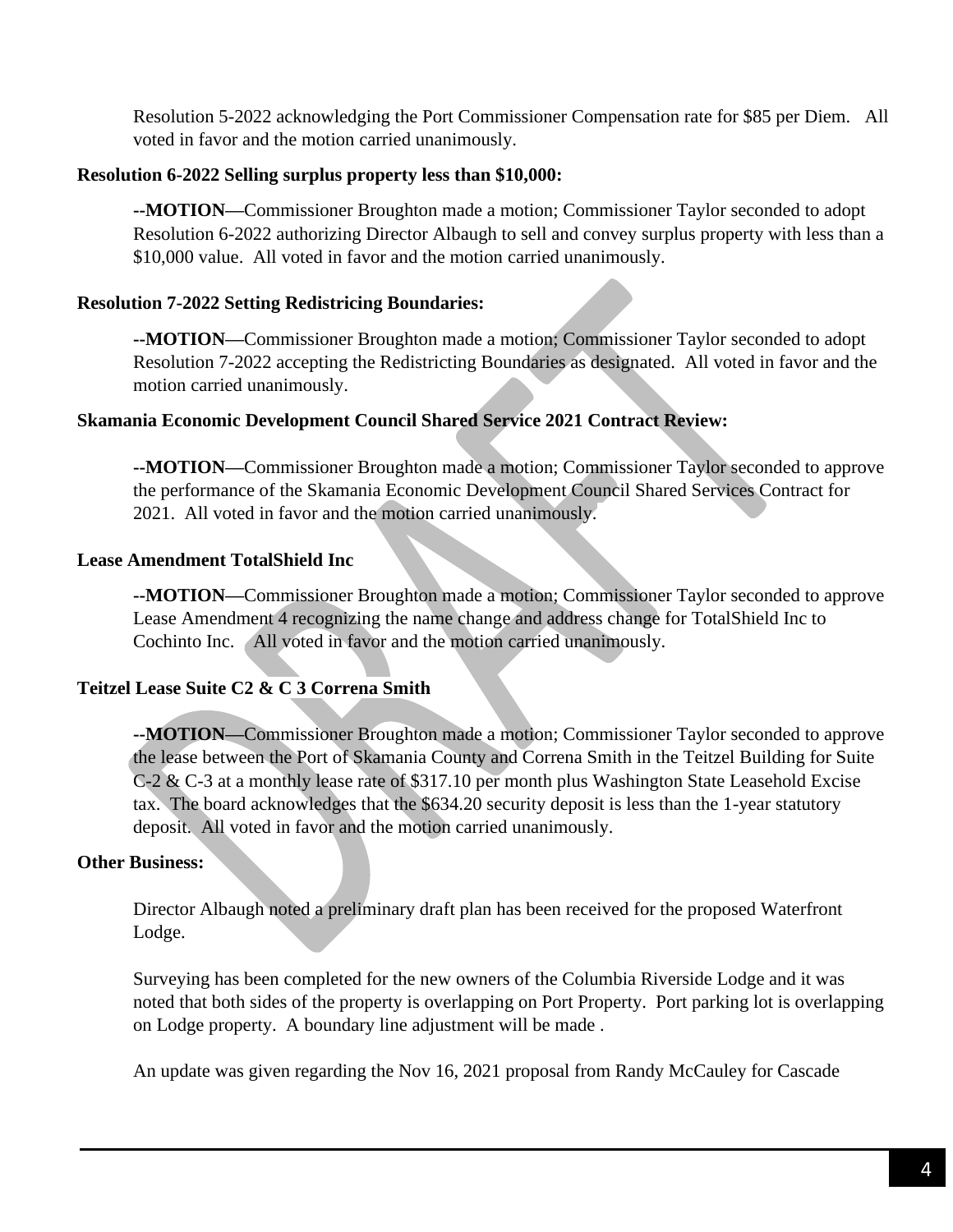Resolution 5-2022 acknowledging the Port Commissioner Compensation rate for $85 per Diem. All voted in favor and the motion carried unanimously.

**Resolution 6-2022 Selling surplus property less than $10,000:**

**--MOTION—**Commissioner Broughton made a motion; Commissioner Taylor seconded to adopt Resolution 6-2022 authorizing Director Albaugh to sell and convey surplus property with less than a $10,000 value. All voted in favor and the motion carried unanimously.

**Resolution 7-2022 Setting Redistricing Boundaries:**

**--MOTION—**Commissioner Broughton made a motion; Commissioner Taylor seconded to adopt Resolution 7-2022 accepting the Redistricting Boundaries as designated. All voted in favor and the motion carried unanimously.

**Skamania Economic Development Council Shared Service 2021 Contract Review:**

**--MOTION—**Commissioner Broughton made a motion; Commissioner Taylor seconded to approve the performance of the Skamania Economic Development Council Shared Services Contract for 2021. All voted in favor and the motion carried unanimously.

**Lease Amendment TotalShield Inc**

**--MOTION—**Commissioner Broughton made a motion; Commissioner Taylor seconded to approve Lease Amendment 4 recognizing the name change and address change for TotalShield Inc to Cochinto Inc. All voted in favor and the motion carried unanimously.

**Teitzel Lease Suite C2 & C 3 Correna Smith**

**--MOTION—**Commissioner Broughton made a motion; Commissioner Taylor seconded to approve the lease between the Port of Skamania County and Correna Smith in the Teitzel Building for Suite C-2 & C-3 at a monthly lease rate of $317.10 per month plus Washington State Leasehold Excise tax. The board acknowledges that the $634.20 security deposit is less than the 1-year statutory deposit. All voted in favor and the motion carried unanimously.

**Other Business:**

Director Albaugh noted a preliminary draft plan has been received for the proposed Waterfront Lodge.

Surveying has been completed for the new owners of the Columbia Riverside Lodge and it was noted that both sides of the property is overlapping on Port Property. Port parking lot is overlapping on Lodge property. A boundary line adjustment will be made .

An update was given regarding the Nov 16, 2021 proposal from Randy McCauley for Cascade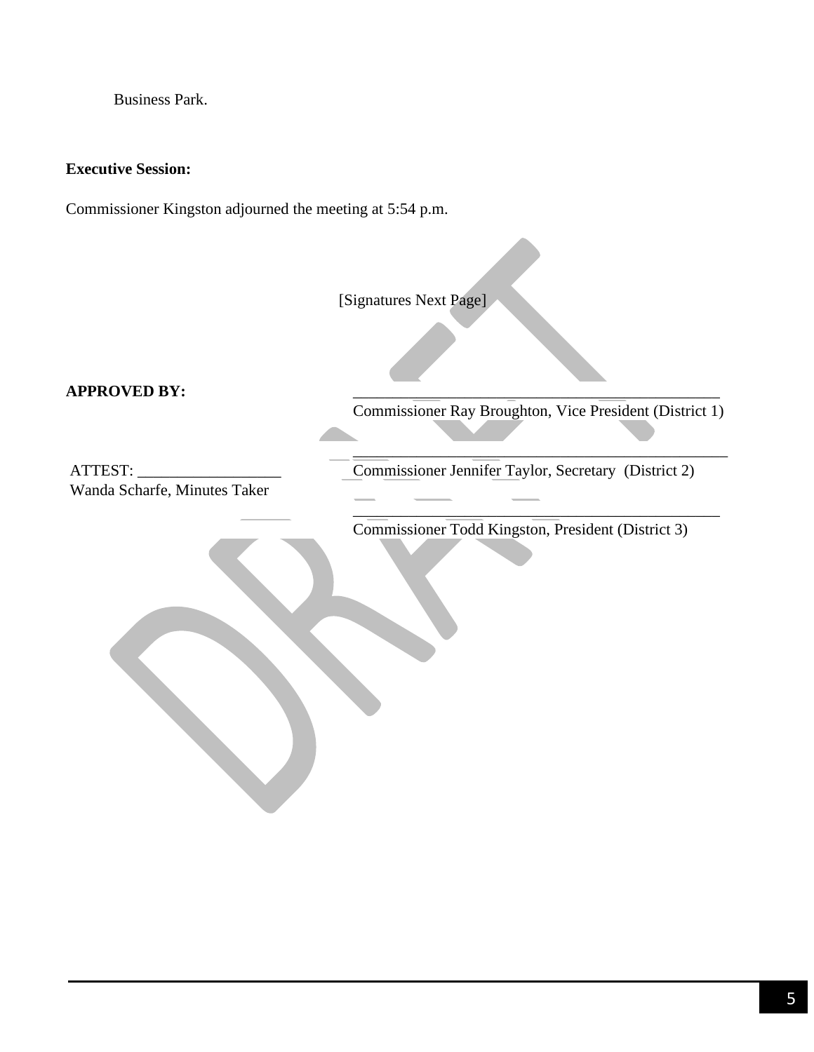Business Park.

**Executive Session:**

Commissioner Kingston adjourned the meeting at 5:54 p.m.

[Signatures Next Page]

**APPROVED BY:**

______________________________________________
Commissioner Ray Broughton, Vice President (District 1)

______________________________________________
Commissioner Jennifer Taylor, Secretary (District 2)

______________________________________________
Commissioner Todd Kingston, President (District 3)

ATTEST: _________________
Wanda Scharfe, Minutes Taker